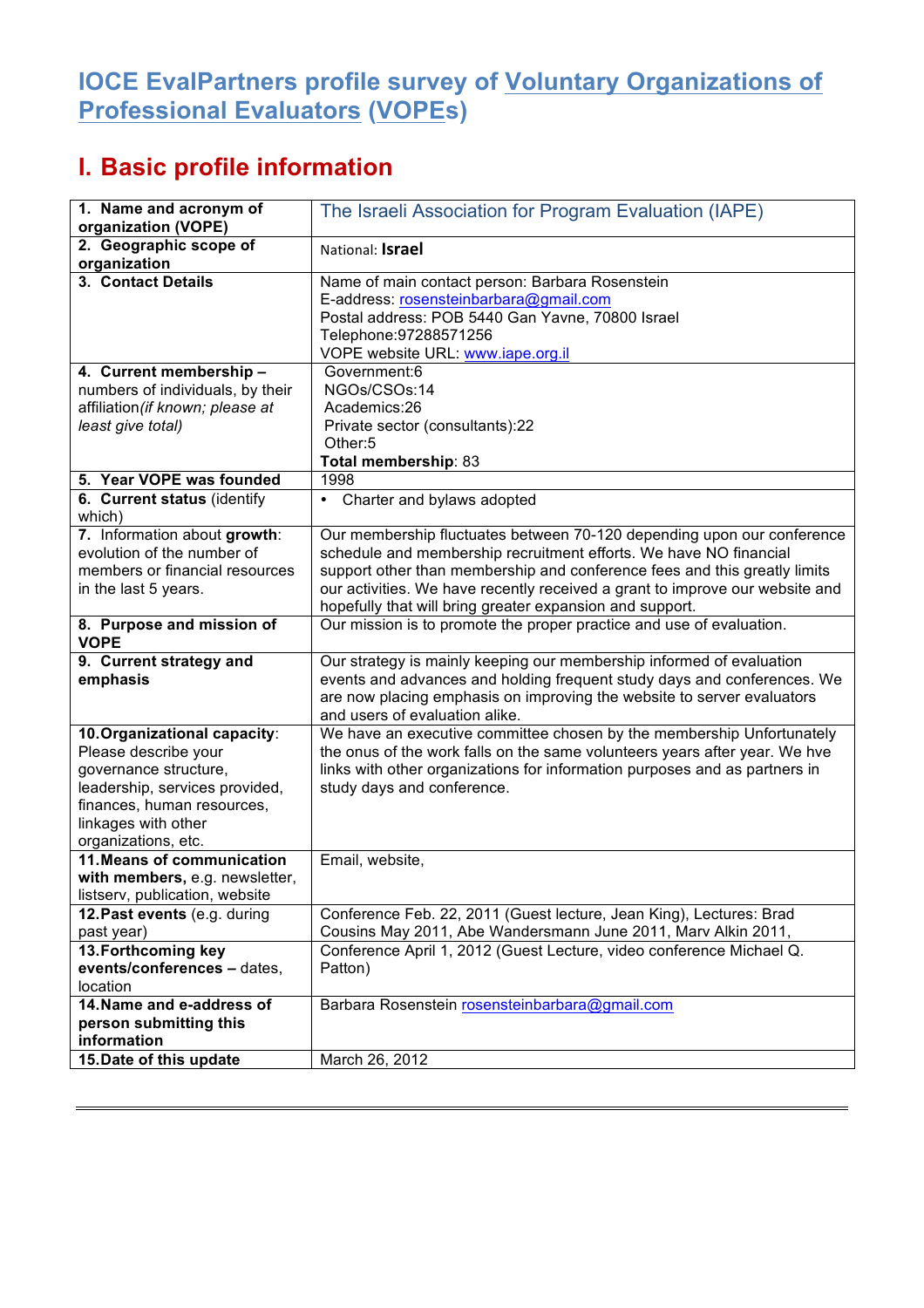# IOCE EvalPartners profile survey of Voluntary Organizations of Professional Evaluators (VOPEs)

## I. Basic profile information

| | |
|---|---|
| **1. Name and acronym of organization (VOPE)** | The Israeli Association for Program Evaluation (IAPE) |
| **2. Geographic scope of organization** | National: **Israel** |
| **3. Contact Details** | Name of main contact person: Barbara Rosenstein<br>E-address: rosensteinbarbara@gmail.com<br>Postal address: POB 5440 Gan Yavne, 70800 Israel<br>Telephone:97288571256<br>VOPE website URL: www.iape.org.il |
| **4. Current membership** – numbers of individuals, by their affiliation *(if known; please at least give total)* | Government:6<br>NGOs/CSOs:14<br>Academics:26<br>Private sector (consultants):22<br>Other:5<br>**Total membership**: 83 |
| **5. Year VOPE was founded** | 1998 |
| **6. Current status** (identify which) | • Charter and bylaws adopted |
| 7. Information about **growth**: evolution of the number of members or financial resources in the last 5 years. | Our membership fluctuates between 70-120 depending upon our conference schedule and membership recruitment efforts. We have NO financial support other than membership and conference fees and this greatly limits our activities. We have recently received a grant to improve our website and hopefully that will bring greater expansion and support. |
| **8. Purpose and mission of VOPE** | Our mission is to promote the proper practice and use of evaluation. |
| **9. Current strategy and emphasis** | Our strategy is mainly keeping our membership informed of evaluation events and advances and holding frequent study days and conferences. We are now placing emphasis on improving the website to server evaluators and users of evaluation alike. |
| **10. Organizational capacity**: Please describe your governance structure, leadership, services provided, finances, human resources, linkages with other organizations, etc. | We have an executive committee chosen by the membership Unfortunately the onus of the work falls on the same volunteers years after year. We hve links with other organizations for information purposes and as partners in study days and conference. |
| **11. Means of communication with members,** e.g. newsletter, listserv, publication, website | Email, website, |
| **12. Past events** (e.g. during past year) | Conference Feb. 22, 2011 (Guest lecture, Jean King), Lectures: Brad Cousins May 2011, Abe Wandersmann June 2011, Marv Alkin 2011, |
| **13. Forthcoming key events/conferences –** dates, location | Conference April 1, 2012 (Guest Lecture, video conference Michael Q. Patton) |
| **14. Name and e-address of person submitting this information** | Barbara Rosenstein rosensteinbarbara@gmail.com |
| **15. Date of this update** | March 26, 2012 |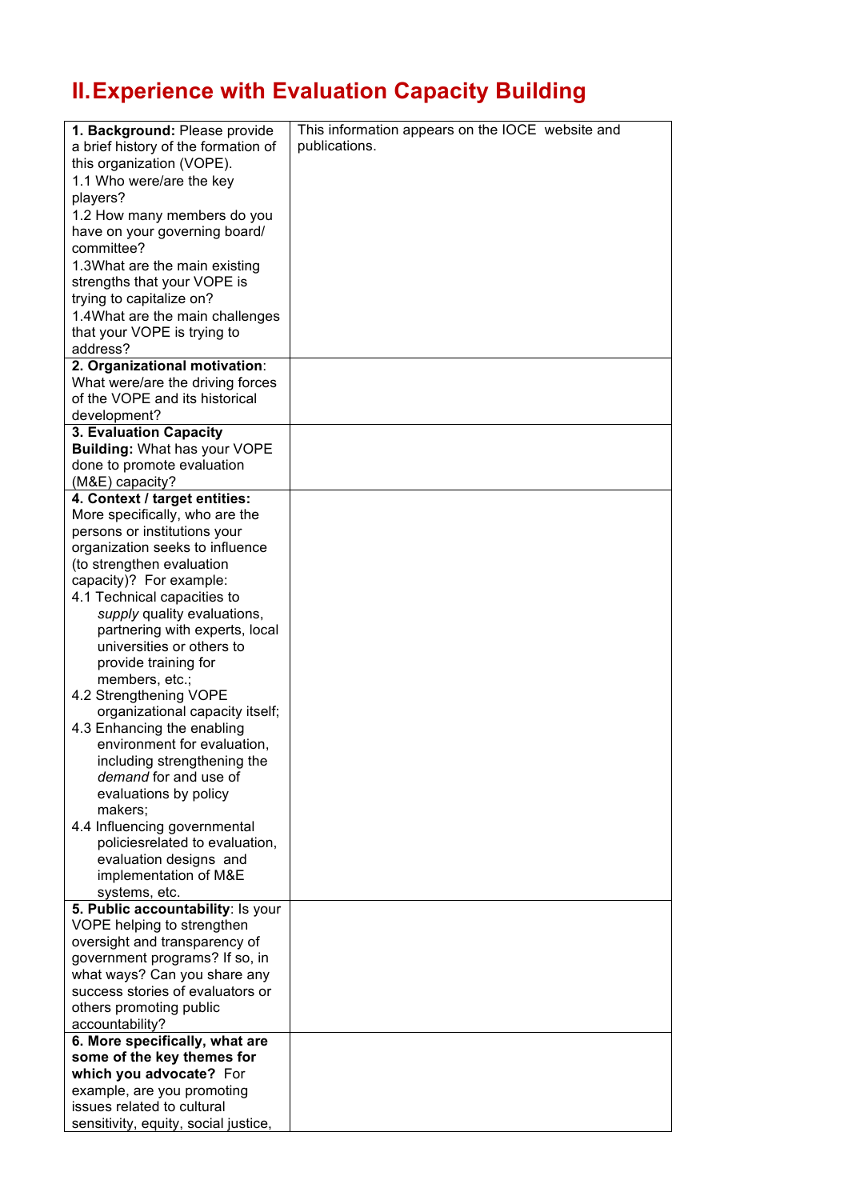## II. Experience with Evaluation Capacity Building

| | |
|---|---|
| **1. Background:** Please provide a brief history of the formation of this organization (VOPE).<br>1.1 Who were/are the key players?<br>1.2 How many members do you have on your governing board/ committee?<br>1.3What are the main existing strengths that your VOPE is trying to capitalize on?<br>1.4What are the main challenges that your VOPE is trying to address? | This information appears on the IOCE website and publications. |
| **2. Organizational motivation**: What were/are the driving forces of the VOPE and its historical development? | |
| **3. Evaluation Capacity Building:** What has your VOPE done to promote evaluation (M&E) capacity? | |
| **4. Context / target entities:** More specifically, who are the persons or institutions your organization seeks to influence (to strengthen evaluation capacity)? For example:<br>4.1 Technical capacities to *supply* quality evaluations, partnering with experts, local universities or others to provide training for members, etc.;<br>4.2 Strengthening VOPE organizational capacity itself;<br>4.3 Enhancing the enabling environment for evaluation, including strengthening the *demand* for and use of evaluations by policy makers;<br>4.4 Influencing governmental policiesrelated to evaluation, evaluation designs and implementation of M&E systems, etc. | |
| **5. Public accountability**: Is your VOPE helping to strengthen oversight and transparency of government programs? If so, in what ways? Can you share any success stories of evaluators or others promoting public accountability? | |
| **6. More specifically, what are some of the key themes for which you advocate?** For example, are you promoting issues related to cultural sensitivity, equity, social justice, | |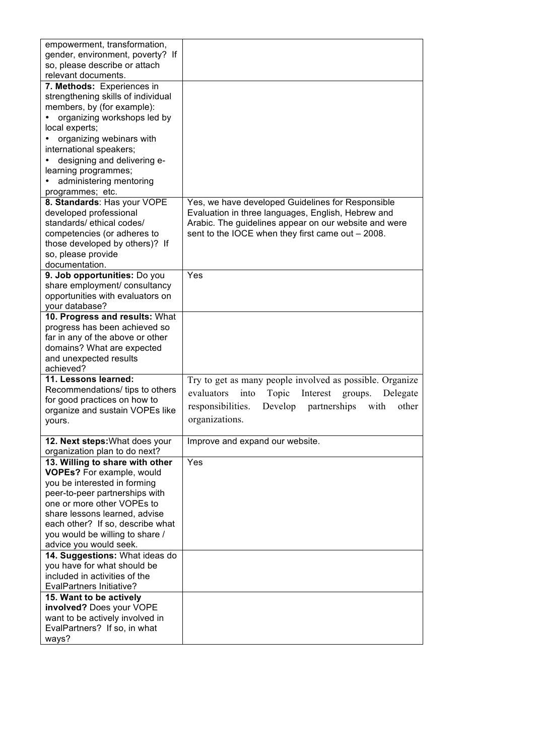| | |
|---|---|
| empowerment, transformation, gender, environment, poverty? If so, please describe or attach relevant documents. | |
| **7. Methods:** Experiences in strengthening skills of individual members, by (for example): • organizing workshops led by local experts; • organizing webinars with international speakers; • designing and delivering e-learning programmes; • administering mentoring programmes; etc. | |
| **8. Standards**: Has your VOPE developed professional standards/ ethical codes/ competencies (or adheres to those developed by others)? If so, please provide documentation. | Yes, we have developed Guidelines for Responsible Evaluation in three languages, English, Hebrew and Arabic. The guidelines appear on our website and were sent to the IOCE when they first came out – 2008. |
| **9. Job opportunities:** Do you share employment/ consultancy opportunities with evaluators on your database? | Yes |
| **10. Progress and results:** What progress has been achieved so far in any of the above or other domains? What are expected and unexpected results achieved? | |
| **11. Lessons learned:** Recommendations/ tips to others for good practices on how to organize and sustain VOPEs like yours. | Try to get as many people involved as possible. Organize evaluators into Topic Interest groups. Delegate responsibilities. Develop partnerships with other organizations. |
| **12. Next steps:** What does your organization plan to do next? | Improve and expand our website. |
| **13. Willing to share with other VOPEs?** For example, would you be interested in forming peer-to-peer partnerships with one or more other VOPEs to share lessons learned, advise each other? If so, describe what you would be willing to share / advice you would seek. | Yes |
| **14. Suggestions:** What ideas do you have for what should be included in activities of the EvalPartners Initiative? | |
| **15. Want to be actively involved?** Does your VOPE want to be actively involved in EvalPartners? If so, in what ways? | |